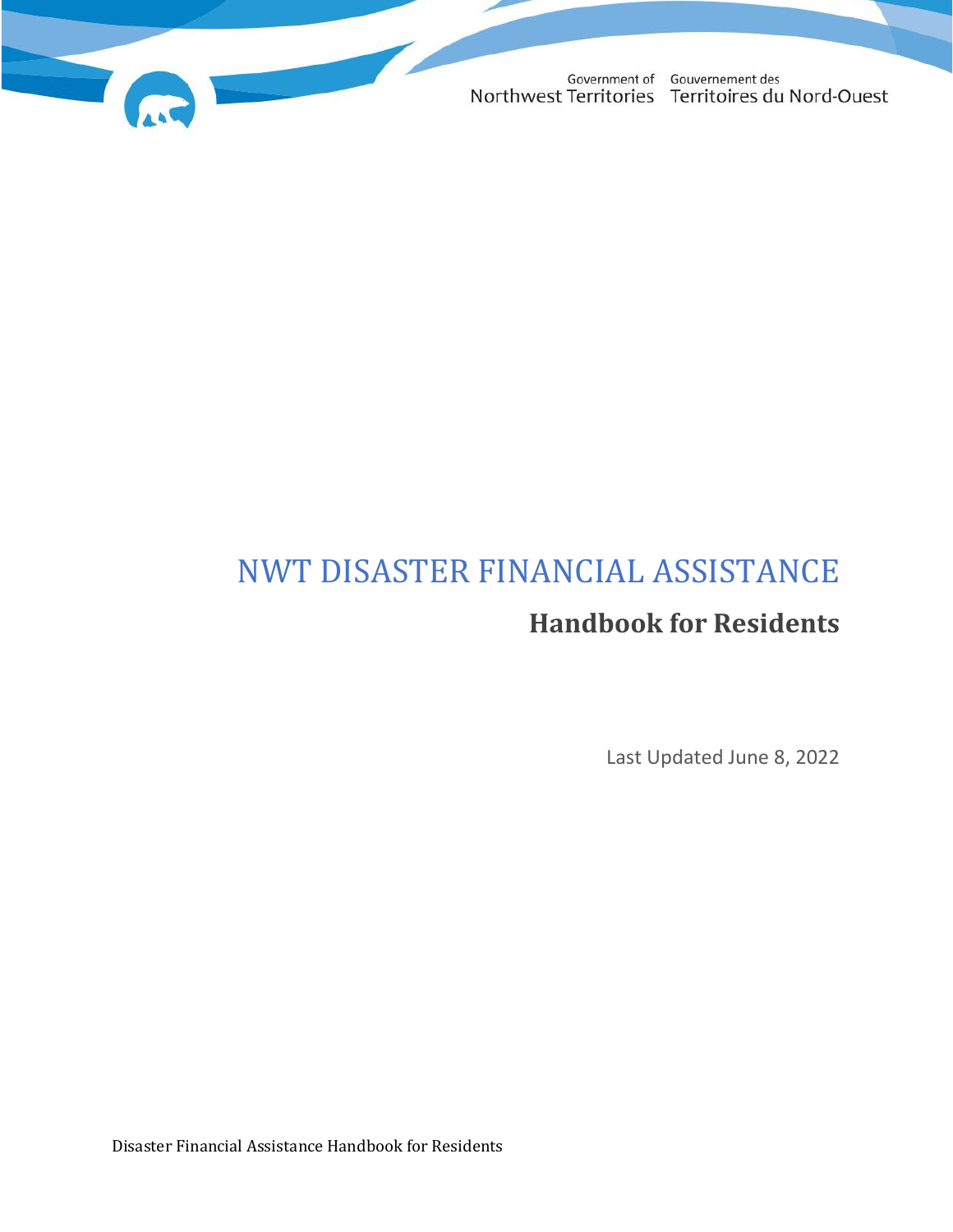Government of Northwest Territories
Gouvernement des Territoires du Nord-Ouest

# NWT DISASTER FINANCIAL ASSISTANCE

## Handbook for Residents

Last Updated June 8, 2022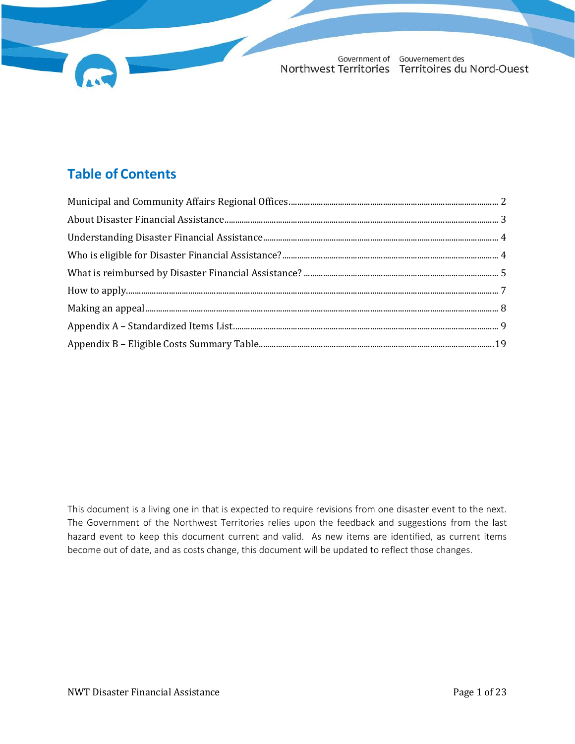Government of Northwest Territories | Gouvernement des Territoires du Nord-Ouest

## Table of Contents

Municipal and Community Affairs Regional Offices .......... 2
About Disaster Financial Assistance .......... 3
Understanding Disaster Financial Assistance .......... 4
Who is eligible for Disaster Financial Assistance? .......... 4
What is reimbursed by Disaster Financial Assistance? .......... 5
How to apply .......... 7
Making an appeal .......... 8
Appendix A – Standardized Items List .......... 9
Appendix B – Eligible Costs Summary Table .......... 19

This document is a living one in that is expected to require revisions from one disaster event to the next. The Government of the Northwest Territories relies upon the feedback and suggestions from the last hazard event to keep this document current and valid. As new items are identified, as current items become out of date, and as costs change, this document will be updated to reflect those changes.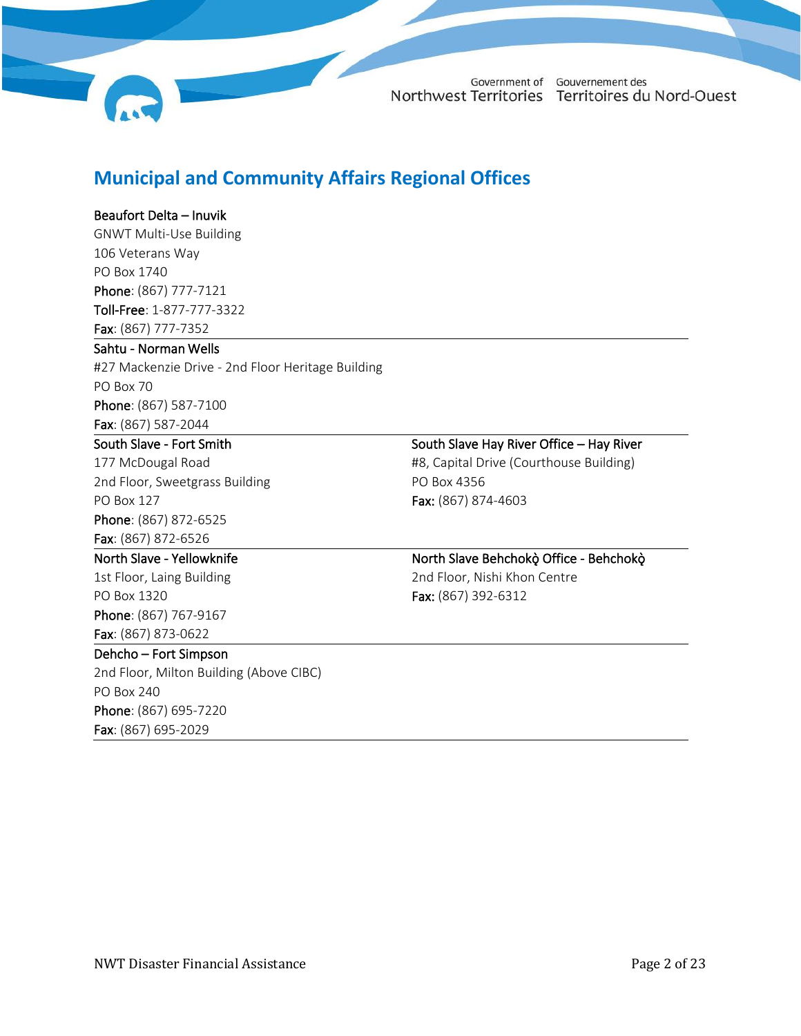## Municipal and Community Affairs Regional Offices

**Beaufort Delta – Inuvik**
GNWT Multi-Use Building
106 Veterans Way
PO Box 1740
**Phone**: (867) 777-7121
**Toll-Free**: 1-877-777-3322
**Fax**: (867) 777-7352

---

**Sahtu - Norman Wells**
#27 Mackenzie Drive - 2nd Floor Heritage Building
PO Box 70
**Phone**: (867) 587-7100
**Fax**: (867) 587-2044

---

**South Slave - Fort Smith**
177 McDougal Road
2nd Floor, Sweetgrass Building
PO Box 127
**Phone**: (867) 872-6525
**Fax**: (867) 872-6526

**South Slave Hay River Office – Hay River**
#8, Capital Drive (Courthouse Building)
PO Box 4356
**Fax:** (867) 874-4603

---

**North Slave - Yellowknife**
1st Floor, Laing Building
PO Box 1320
**Phone**: (867) 767-9167
**Fax**: (867) 873-0622

**North Slave Behchokǫ̀ Office - Behchokǫ̀**
2nd Floor, Nishi Khon Centre
**Fax:** (867) 392-6312

---

**Dehcho – Fort Simpson**
2nd Floor, Milton Building (Above CIBC)
PO Box 240
**Phone**: (867) 695-7220
**Fax**: (867) 695-2029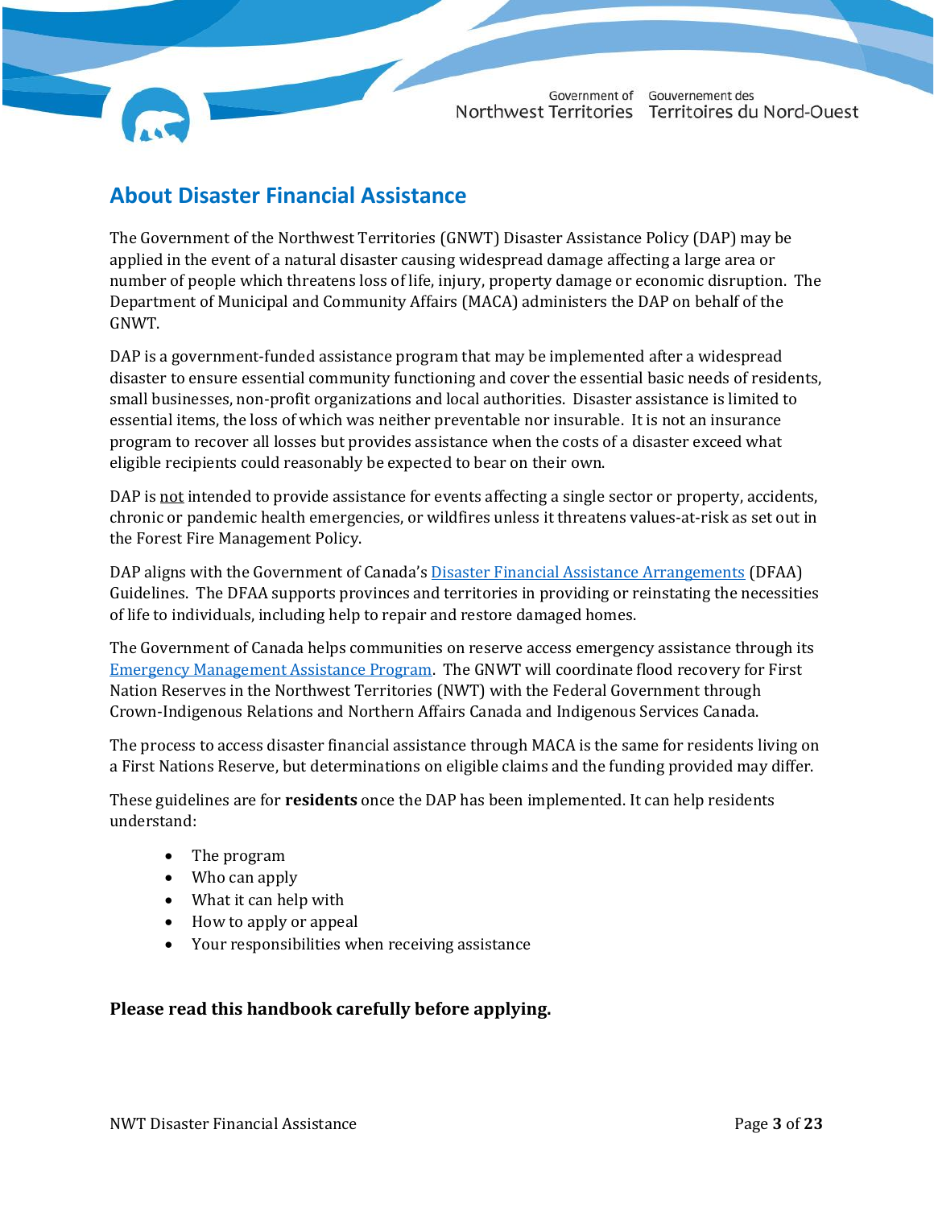## About Disaster Financial Assistance

The Government of the Northwest Territories (GNWT) Disaster Assistance Policy (DAP) may be applied in the event of a natural disaster causing widespread damage affecting a large area or number of people which threatens loss of life, injury, property damage or economic disruption. The Department of Municipal and Community Affairs (MACA) administers the DAP on behalf of the GNWT.

DAP is a government-funded assistance program that may be implemented after a widespread disaster to ensure essential community functioning and cover the essential basic needs of residents, small businesses, non-profit organizations and local authorities. Disaster assistance is limited to essential items, the loss of which was neither preventable nor insurable. It is not an insurance program to recover all losses but provides assistance when the costs of a disaster exceed what eligible recipients could reasonably be expected to bear on their own.

DAP is not intended to provide assistance for events affecting a single sector or property, accidents, chronic or pandemic health emergencies, or wildfires unless it threatens values-at-risk as set out in the Forest Fire Management Policy.

DAP aligns with the Government of Canada's Disaster Financial Assistance Arrangements (DFAA) Guidelines. The DFAA supports provinces and territories in providing or reinstating the necessities of life to individuals, including help to repair and restore damaged homes.

The Government of Canada helps communities on reserve access emergency assistance through its Emergency Management Assistance Program. The GNWT will coordinate flood recovery for First Nation Reserves in the Northwest Territories (NWT) with the Federal Government through Crown-Indigenous Relations and Northern Affairs Canada and Indigenous Services Canada.

The process to access disaster financial assistance through MACA is the same for residents living on a First Nations Reserve, but determinations on eligible claims and the funding provided may differ.

These guidelines are for **residents** once the DAP has been implemented. It can help residents understand:

- The program
- Who can apply
- What it can help with
- How to apply or appeal
- Your responsibilities when receiving assistance

**Please read this handbook carefully before applying.**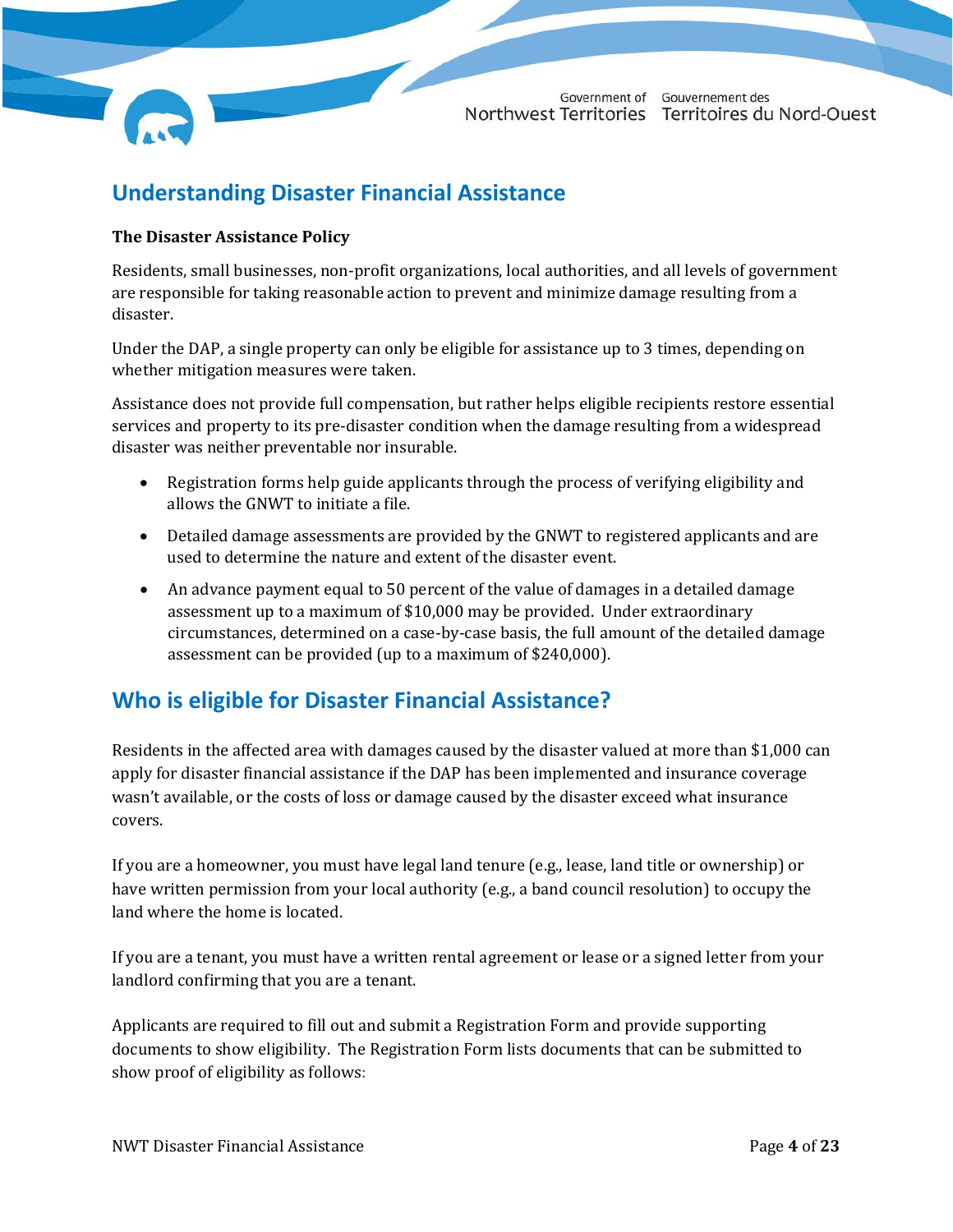## Understanding Disaster Financial Assistance

**The Disaster Assistance Policy**

Residents, small businesses, non-profit organizations, local authorities, and all levels of government are responsible for taking reasonable action to prevent and minimize damage resulting from a disaster.

Under the DAP, a single property can only be eligible for assistance up to 3 times, depending on whether mitigation measures were taken.

Assistance does not provide full compensation, but rather helps eligible recipients restore essential services and property to its pre-disaster condition when the damage resulting from a widespread disaster was neither preventable nor insurable.

- Registration forms help guide applicants through the process of verifying eligibility and allows the GNWT to initiate a file.
- Detailed damage assessments are provided by the GNWT to registered applicants and are used to determine the nature and extent of the disaster event.
- An advance payment equal to 50 percent of the value of damages in a detailed damage assessment up to a maximum of $10,000 may be provided. Under extraordinary circumstances, determined on a case-by-case basis, the full amount of the detailed damage assessment can be provided (up to a maximum of $240,000).

## Who is eligible for Disaster Financial Assistance?

Residents in the affected area with damages caused by the disaster valued at more than $1,000 can apply for disaster financial assistance if the DAP has been implemented and insurance coverage wasn't available, or the costs of loss or damage caused by the disaster exceed what insurance covers.

If you are a homeowner, you must have legal land tenure (e.g., lease, land title or ownership) or have written permission from your local authority (e.g., a band council resolution) to occupy the land where the home is located.

If you are a tenant, you must have a written rental agreement or lease or a signed letter from your landlord confirming that you are a tenant.

Applicants are required to fill out and submit a Registration Form and provide supporting documents to show eligibility. The Registration Form lists documents that can be submitted to show proof of eligibility as follows: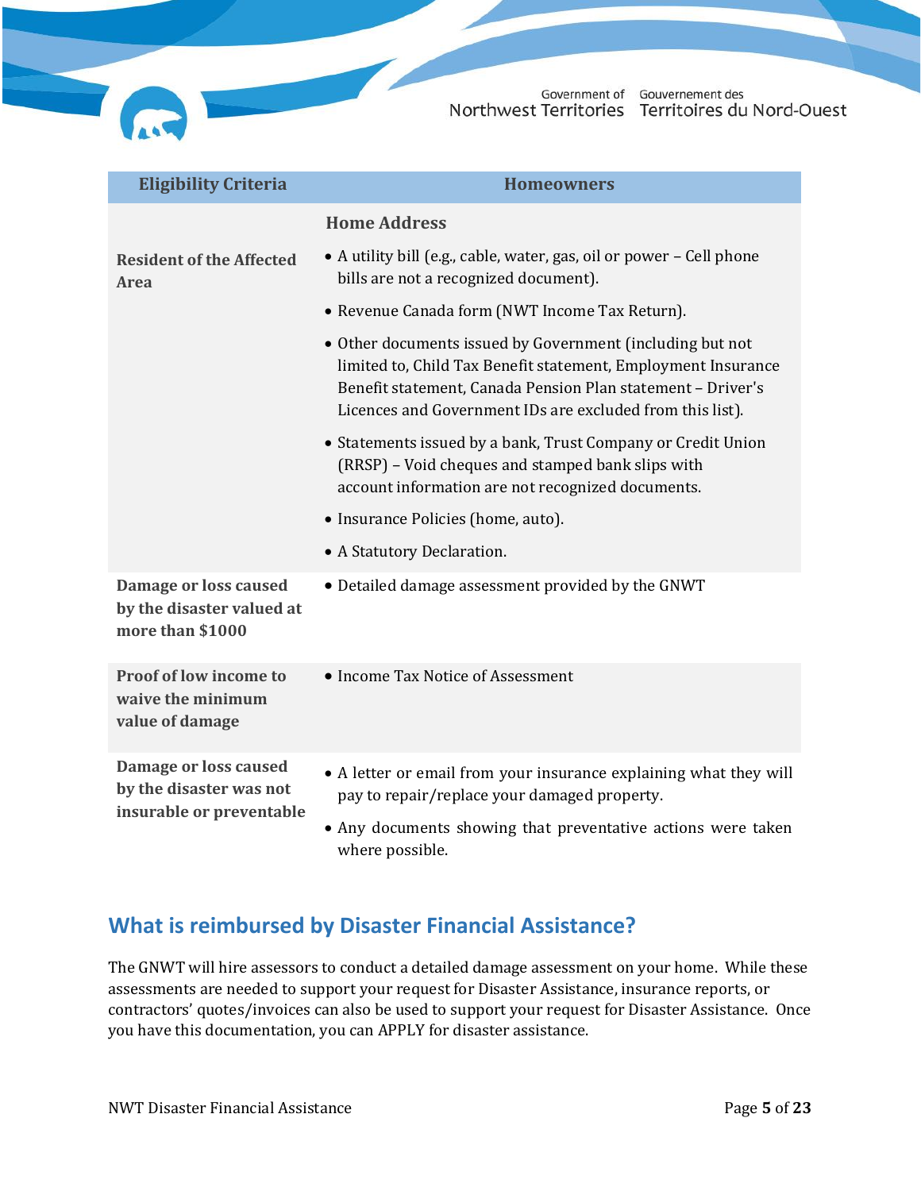| Eligibility Criteria | Homeowners |
|---|---|
| **Resident of the Affected Area** | **Home Address**<br>• A utility bill (e.g., cable, water, gas, oil or power – Cell phone bills are not a recognized document).<br>• Revenue Canada form (NWT Income Tax Return).<br>• Other documents issued by Government (including but not limited to, Child Tax Benefit statement, Employment Insurance Benefit statement, Canada Pension Plan statement – Driver's Licences and Government IDs are excluded from this list).<br>• Statements issued by a bank, Trust Company or Credit Union (RRSP) – Void cheques and stamped bank slips with account information are not recognized documents.<br>• Insurance Policies (home, auto).<br>• A Statutory Declaration. |
| **Damage or loss caused by the disaster valued at more than $1000** | • Detailed damage assessment provided by the GNWT |
| **Proof of low income to waive the minimum value of damage** | • Income Tax Notice of Assessment |
| **Damage or loss caused by the disaster was not insurable or preventable** | • A letter or email from your insurance explaining what they will pay to repair/replace your damaged property.<br>• Any documents showing that preventative actions were taken where possible. |

## What is reimbursed by Disaster Financial Assistance?

The GNWT will hire assessors to conduct a detailed damage assessment on your home. While these assessments are needed to support your request for Disaster Assistance, insurance reports, or contractors' quotes/invoices can also be used to support your request for Disaster Assistance. Once you have this documentation, you can APPLY for disaster assistance.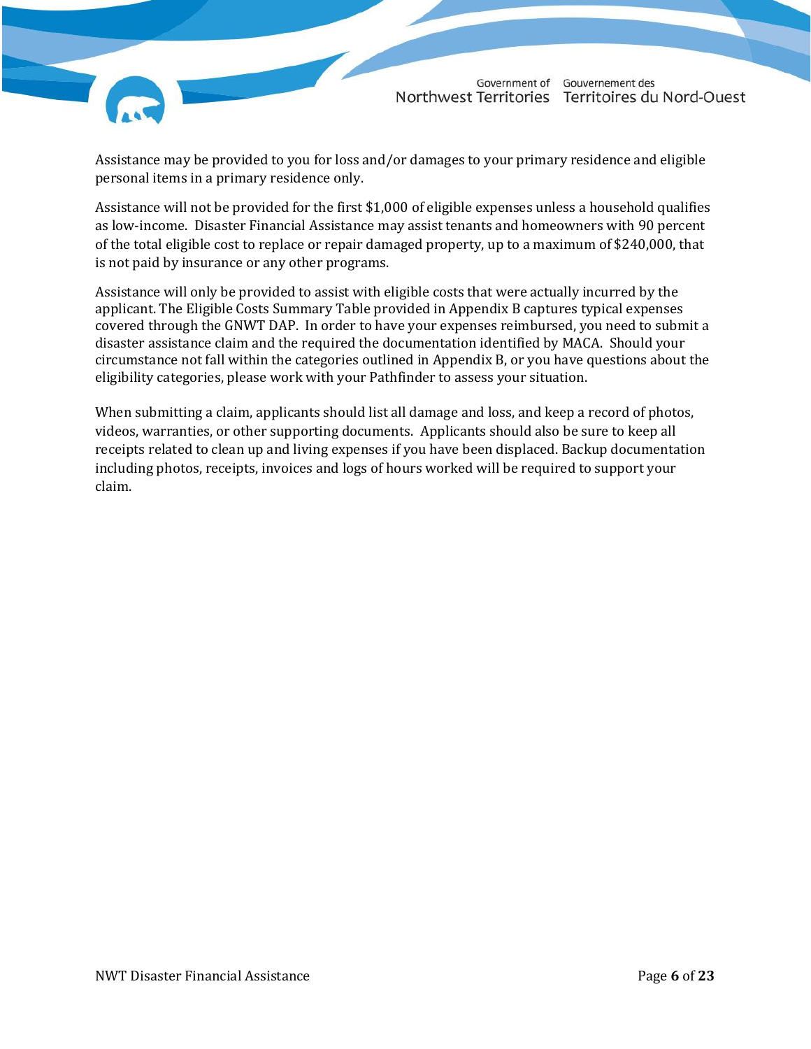Assistance may be provided to you for loss and/or damages to your primary residence and eligible personal items in a primary residence only.

Assistance will not be provided for the first $1,000 of eligible expenses unless a household qualifies as low-income. Disaster Financial Assistance may assist tenants and homeowners with 90 percent of the total eligible cost to replace or repair damaged property, up to a maximum of $240,000, that is not paid by insurance or any other programs.

Assistance will only be provided to assist with eligible costs that were actually incurred by the applicant. The Eligible Costs Summary Table provided in Appendix B captures typical expenses covered through the GNWT DAP. In order to have your expenses reimbursed, you need to submit a disaster assistance claim and the required the documentation identified by MACA. Should your circumstance not fall within the categories outlined in Appendix B, or you have questions about the eligibility categories, please work with your Pathfinder to assess your situation.

When submitting a claim, applicants should list all damage and loss, and keep a record of photos, videos, warranties, or other supporting documents. Applicants should also be sure to keep all receipts related to clean up and living expenses if you have been displaced. Backup documentation including photos, receipts, invoices and logs of hours worked will be required to support your claim.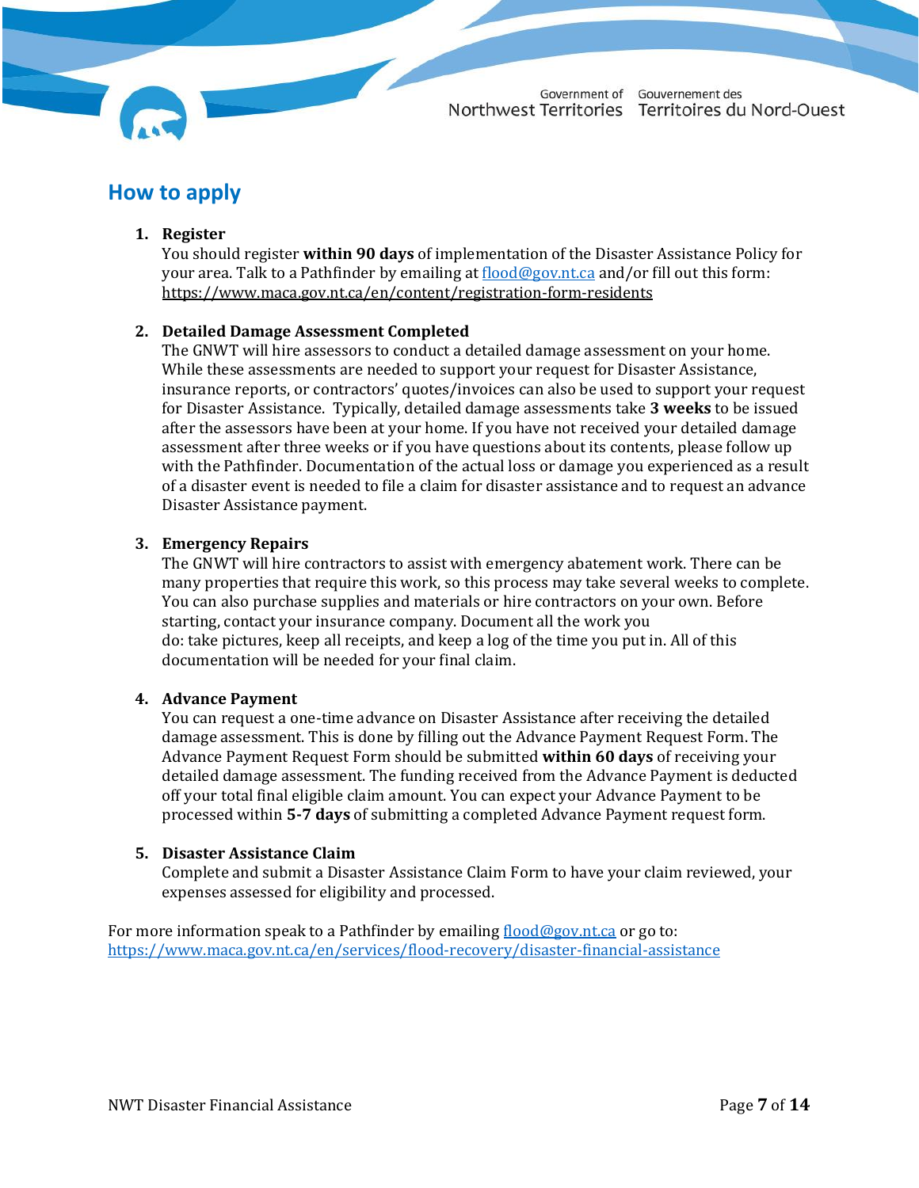## How to apply

1. **Register**
   You should register **within 90 days** of implementation of the Disaster Assistance Policy for your area. Talk to a Pathfinder by emailing at flood@gov.nt.ca and/or fill out this form: https://www.maca.gov.nt.ca/en/content/registration-form-residents

2. **Detailed Damage Assessment Completed**
   The GNWT will hire assessors to conduct a detailed damage assessment on your home. While these assessments are needed to support your request for Disaster Assistance, insurance reports, or contractors' quotes/invoices can also be used to support your request for Disaster Assistance. Typically, detailed damage assessments take **3 weeks** to be issued after the assessors have been at your home. If you have not received your detailed damage assessment after three weeks or if you have questions about its contents, please follow up with the Pathfinder. Documentation of the actual loss or damage you experienced as a result of a disaster event is needed to file a claim for disaster assistance and to request an advance Disaster Assistance payment.

3. **Emergency Repairs**
   The GNWT will hire contractors to assist with emergency abatement work. There can be many properties that require this work, so this process may take several weeks to complete. You can also purchase supplies and materials or hire contractors on your own. Before starting, contact your insurance company. Document all the work you do: take pictures, keep all receipts, and keep a log of the time you put in. All of this documentation will be needed for your final claim.

4. **Advance Payment**
   You can request a one-time advance on Disaster Assistance after receiving the detailed damage assessment. This is done by filling out the Advance Payment Request Form. The Advance Payment Request Form should be submitted **within 60 days** of receiving your detailed damage assessment. The funding received from the Advance Payment is deducted off your total final eligible claim amount. You can expect your Advance Payment to be processed within **5-7 days** of submitting a completed Advance Payment request form.

5. **Disaster Assistance Claim**
   Complete and submit a Disaster Assistance Claim Form to have your claim reviewed, your expenses assessed for eligibility and processed.

For more information speak to a Pathfinder by emailing flood@gov.nt.ca or go to: https://www.maca.gov.nt.ca/en/services/flood-recovery/disaster-financial-assistance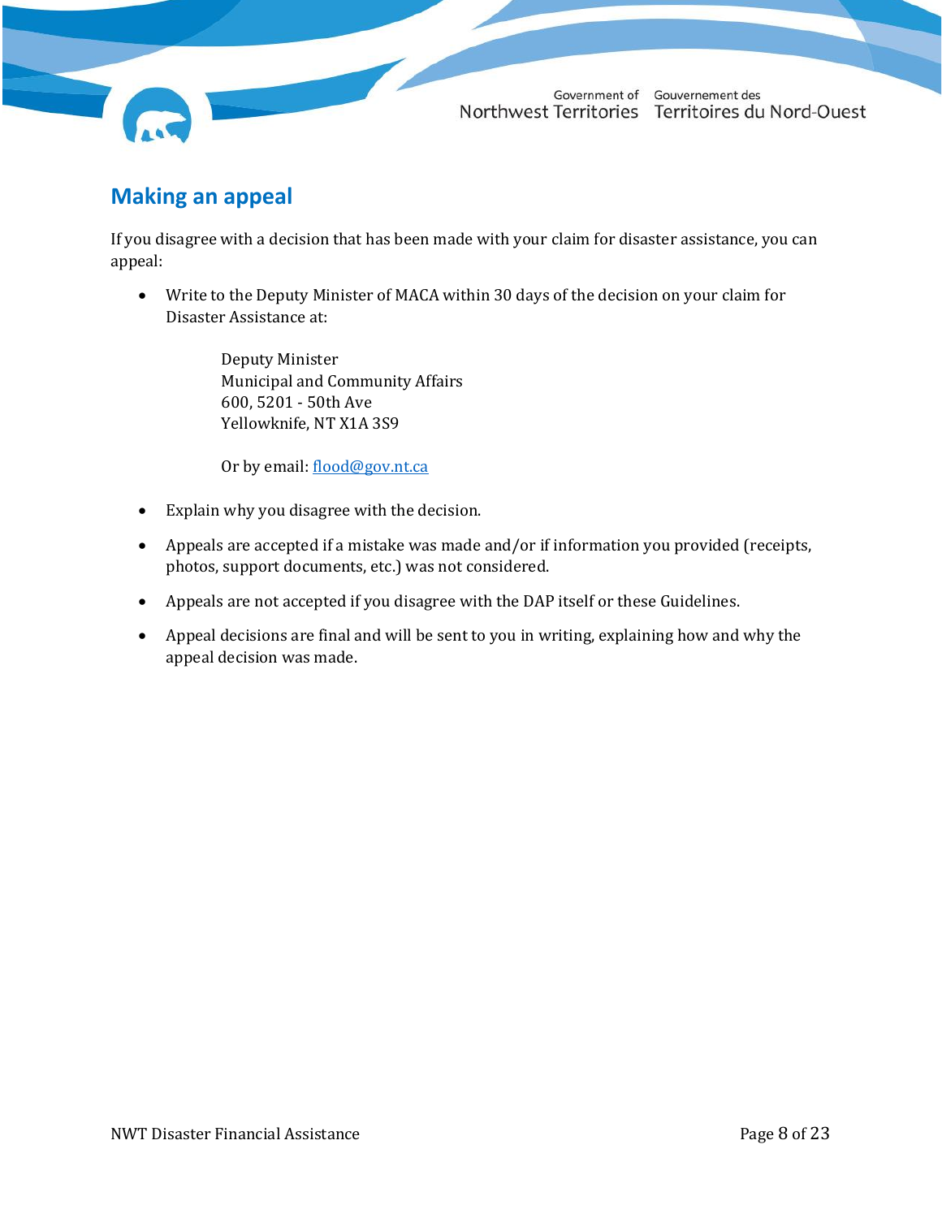## Making an appeal

If you disagree with a decision that has been made with your claim for disaster assistance, you can appeal:

- Write to the Deputy Minister of MACA within 30 days of the decision on your claim for Disaster Assistance at:

  Deputy Minister  
  Municipal and Community Affairs  
  600, 5201 - 50th Ave  
  Yellowknife, NT X1A 3S9

  Or by email: flood@gov.nt.ca

- Explain why you disagree with the decision.
- Appeals are accepted if a mistake was made and/or if information you provided (receipts, photos, support documents, etc.) was not considered.
- Appeals are not accepted if you disagree with the DAP itself or these Guidelines.
- Appeal decisions are final and will be sent to you in writing, explaining how and why the appeal decision was made.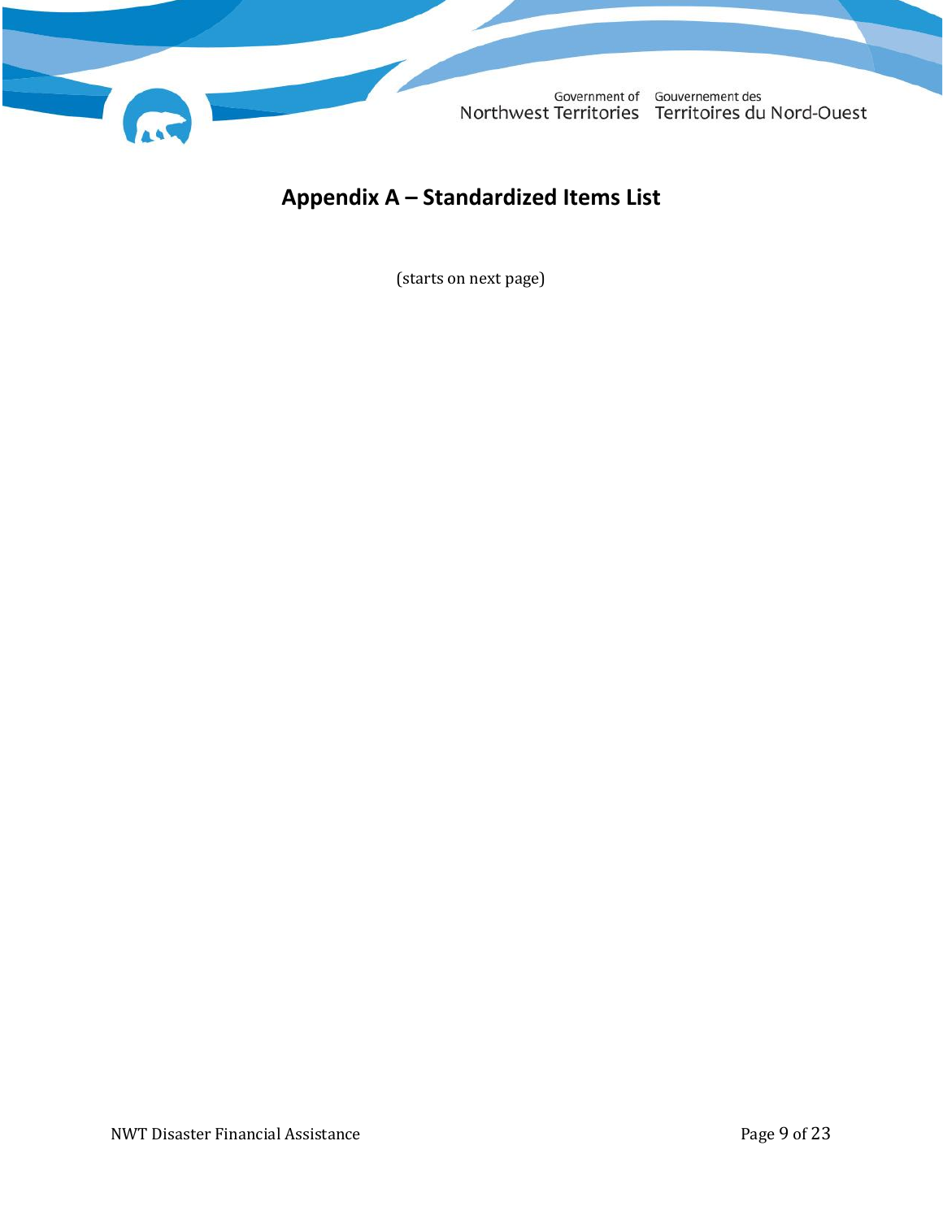# Appendix A – Standardized Items List

(starts on next page)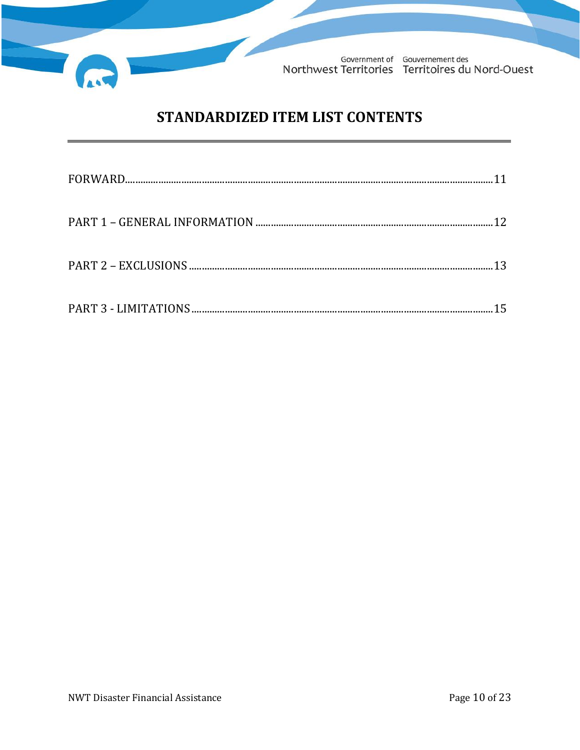# STANDARDIZED ITEM LIST CONTENTS

FORWARD....................................................................................................................................11

PART 1 – GENERAL INFORMATION ...............................................................................................12

PART 2 – EXCLUSIONS ......................................................................................................................13

PART 3 - LIMITATIONS .......................................................................................................................15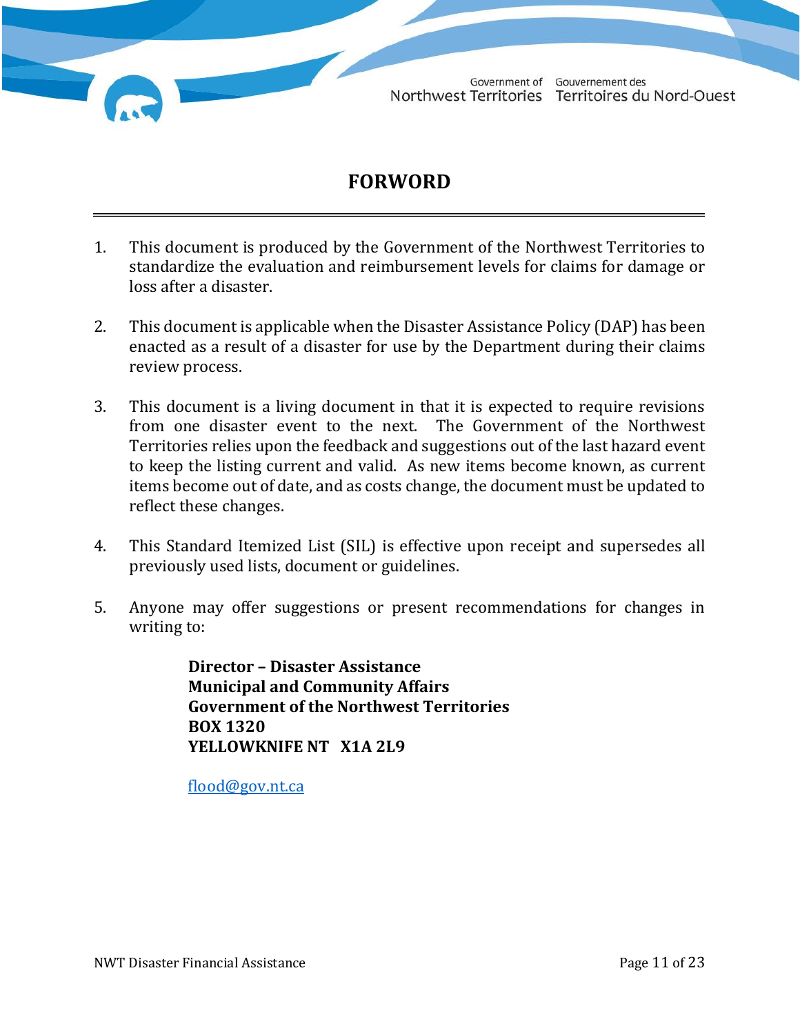# FORWORD

1. This document is produced by the Government of the Northwest Territories to standardize the evaluation and reimbursement levels for claims for damage or loss after a disaster.

2. This document is applicable when the Disaster Assistance Policy (DAP) has been enacted as a result of a disaster for use by the Department during their claims review process.

3. This document is a living document in that it is expected to require revisions from one disaster event to the next. The Government of the Northwest Territories relies upon the feedback and suggestions out of the last hazard event to keep the listing current and valid. As new items become known, as current items become out of date, and as costs change, the document must be updated to reflect these changes.

4. This Standard Itemized List (SIL) is effective upon receipt and supersedes all previously used lists, document or guidelines.

5. Anyone may offer suggestions or present recommendations for changes in writing to:

   **Director – Disaster Assistance**
   **Municipal and Community Affairs**
   **Government of the Northwest Territories**
   **BOX 1320**
   **YELLOWKNIFE NT X1A 2L9**

   flood@gov.nt.ca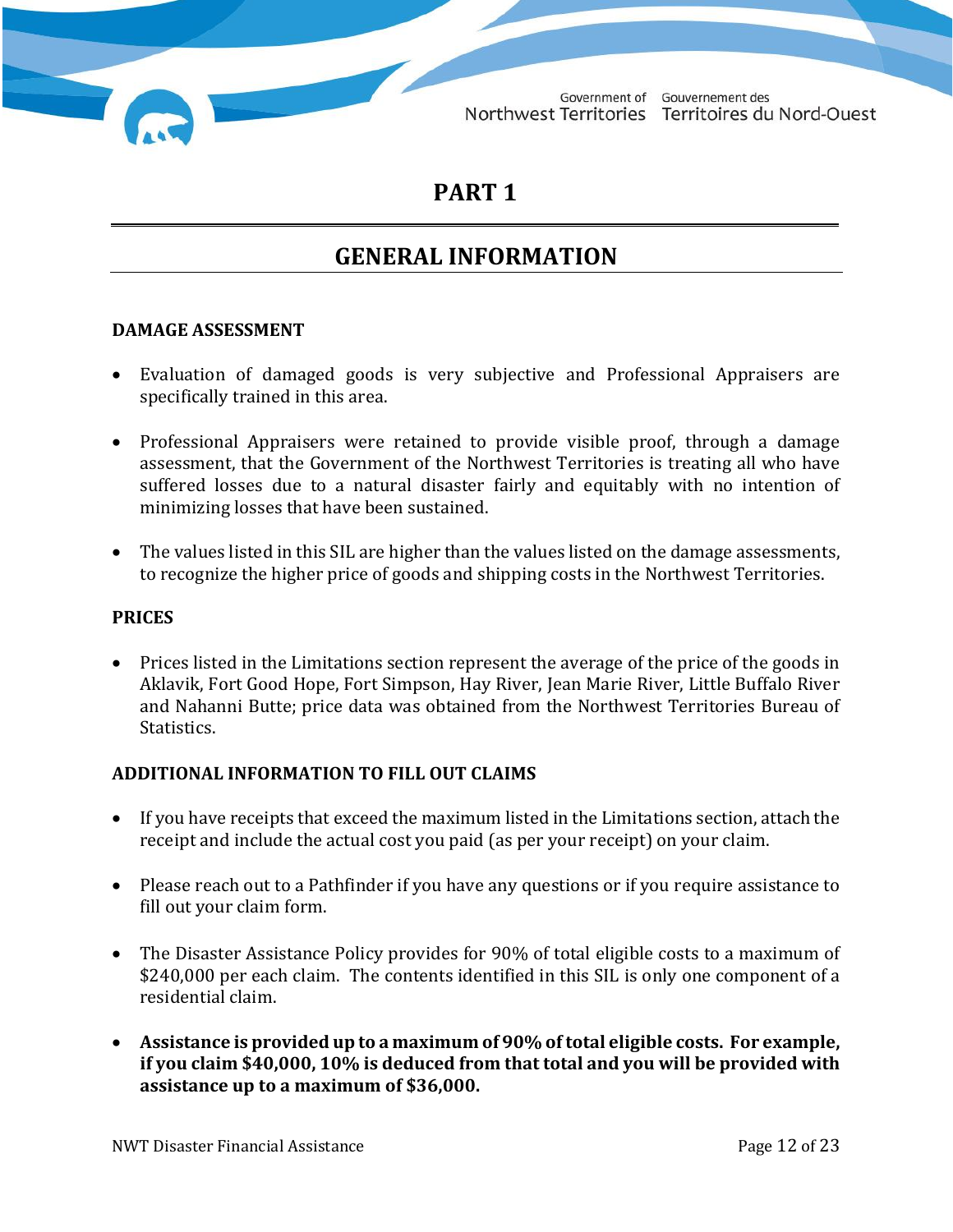# PART 1

## GENERAL INFORMATION

### DAMAGE ASSESSMENT

- Evaluation of damaged goods is very subjective and Professional Appraisers are specifically trained in this area.
- Professional Appraisers were retained to provide visible proof, through a damage assessment, that the Government of the Northwest Territories is treating all who have suffered losses due to a natural disaster fairly and equitably with no intention of minimizing losses that have been sustained.
- The values listed in this SIL are higher than the values listed on the damage assessments, to recognize the higher price of goods and shipping costs in the Northwest Territories.

### PRICES

- Prices listed in the Limitations section represent the average of the price of the goods in Aklavik, Fort Good Hope, Fort Simpson, Hay River, Jean Marie River, Little Buffalo River and Nahanni Butte; price data was obtained from the Northwest Territories Bureau of Statistics.

### ADDITIONAL INFORMATION TO FILL OUT CLAIMS

- If you have receipts that exceed the maximum listed in the Limitations section, attach the receipt and include the actual cost you paid (as per your receipt) on your claim.
- Please reach out to a Pathfinder if you have any questions or if you require assistance to fill out your claim form.
- The Disaster Assistance Policy provides for 90% of total eligible costs to a maximum of $240,000 per each claim. The contents identified in this SIL is only one component of a residential claim.
- **Assistance is provided up to a maximum of 90% of total eligible costs. For example, if you claim $40,000, 10% is deduced from that total and you will be provided with assistance up to a maximum of $36,000.**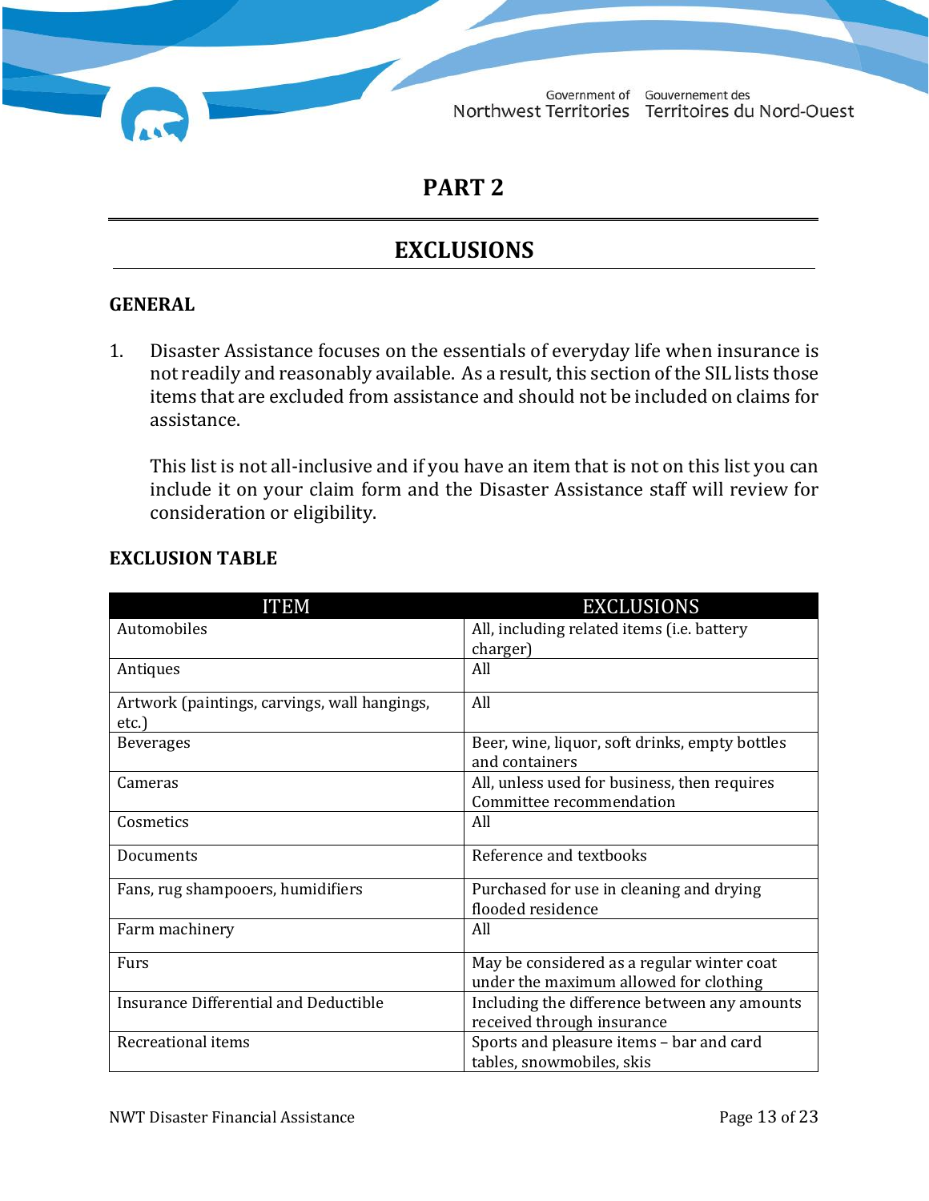# PART 2

## EXCLUSIONS

### GENERAL

1. Disaster Assistance focuses on the essentials of everyday life when insurance is not readily and reasonably available. As a result, this section of the SIL lists those items that are excluded from assistance and should not be included on claims for assistance.

   This list is not all-inclusive and if you have an item that is not on this list you can include it on your claim form and the Disaster Assistance staff will review for consideration or eligibility.

### EXCLUSION TABLE

| ITEM | EXCLUSIONS |
|---|---|
| Automobiles | All, including related items (i.e. battery charger) |
| Antiques | All |
| Artwork (paintings, carvings, wall hangings, etc.) | All |
| Beverages | Beer, wine, liquor, soft drinks, empty bottles and containers |
| Cameras | All, unless used for business, then requires Committee recommendation |
| Cosmetics | All |
| Documents | Reference and textbooks |
| Fans, rug shampooers, humidifiers | Purchased for use in cleaning and drying flooded residence |
| Farm machinery | All |
| Furs | May be considered as a regular winter coat under the maximum allowed for clothing |
| Insurance Differential and Deductible | Including the difference between any amounts received through insurance |
| Recreational items | Sports and pleasure items – bar and card tables, snowmobiles, skis |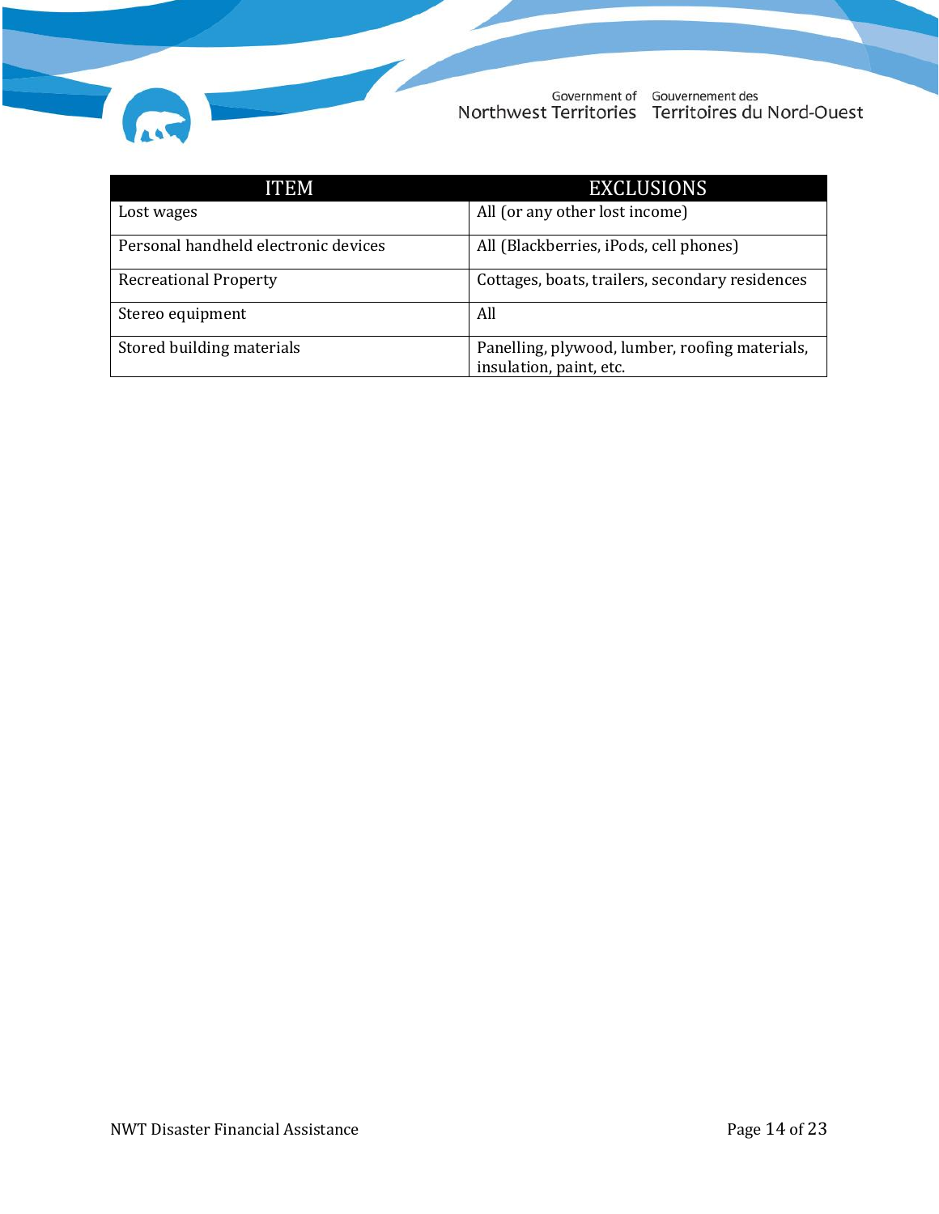| ITEM | EXCLUSIONS |
|---|---|
| Lost wages | All (or any other lost income) |
| Personal handheld electronic devices | All (Blackberries, iPods, cell phones) |
| Recreational Property | Cottages, boats, trailers, secondary residences |
| Stereo equipment | All |
| Stored building materials | Panelling, plywood, lumber, roofing materials, insulation, paint, etc. |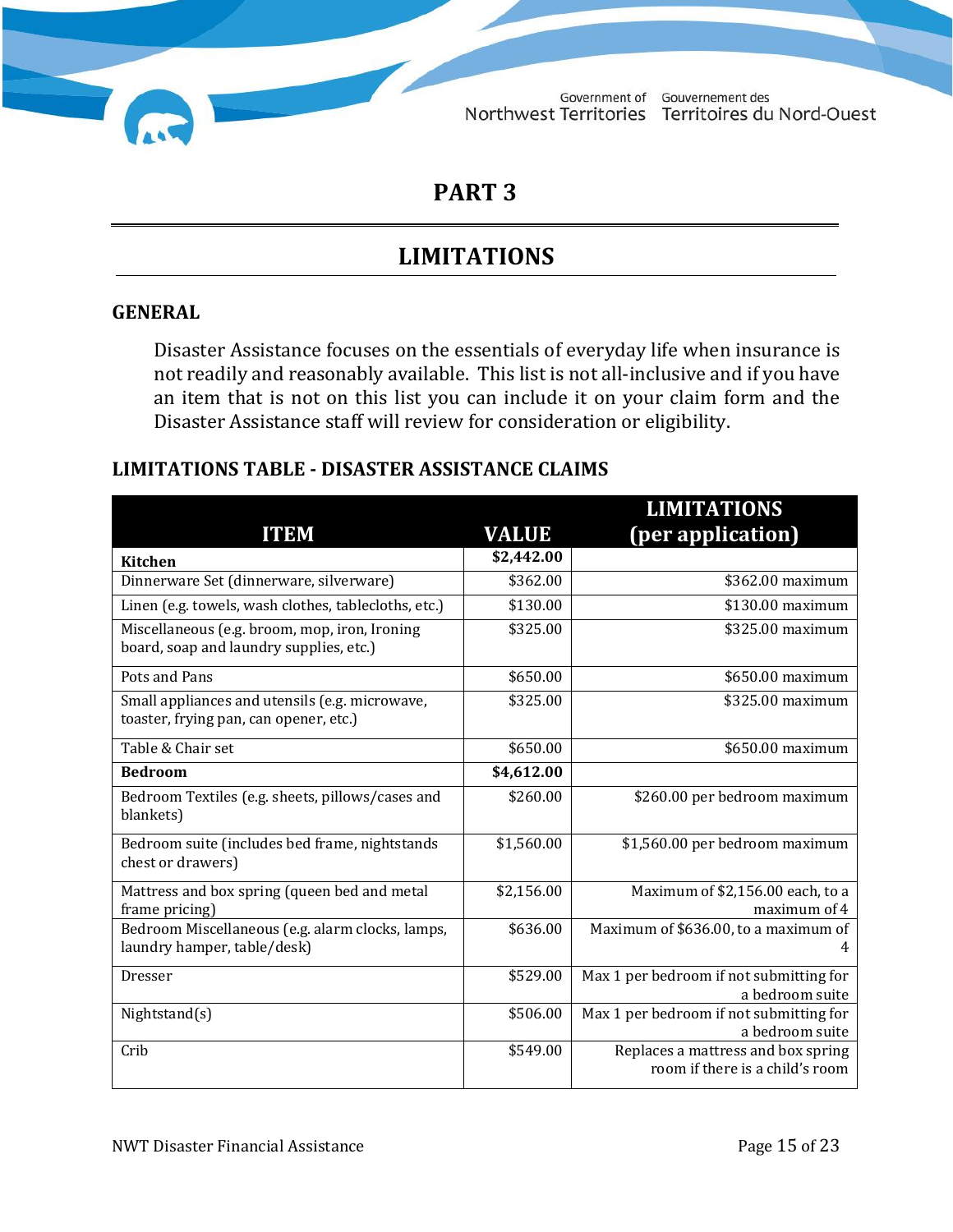# PART 3

## LIMITATIONS

### GENERAL

Disaster Assistance focuses on the essentials of everyday life when insurance is not readily and reasonably available. This list is not all-inclusive and if you have an item that is not on this list you can include it on your claim form and the Disaster Assistance staff will review for consideration or eligibility.

### LIMITATIONS TABLE - DISASTER ASSISTANCE CLAIMS

| ITEM | VALUE | LIMITATIONS (per application) |
|---|---|---|
| **Kitchen** | **$2,442.00** | |
| Dinnerware Set (dinnerware, silverware) | $362.00 | $362.00 maximum |
| Linen (e.g. towels, wash clothes, tablecloths, etc.) | $130.00 | $130.00 maximum |
| Miscellaneous (e.g. broom, mop, iron, Ironing board, soap and laundry supplies, etc.) | $325.00 | $325.00 maximum |
| Pots and Pans | $650.00 | $650.00 maximum |
| Small appliances and utensils (e.g. microwave, toaster, frying pan, can opener, etc.) | $325.00 | $325.00 maximum |
| Table & Chair set | $650.00 | $650.00 maximum |
| **Bedroom** | **$4,612.00** | |
| Bedroom Textiles (e.g. sheets, pillows/cases and blankets) | $260.00 | $260.00 per bedroom maximum |
| Bedroom suite (includes bed frame, nightstands chest or drawers) | $1,560.00 | $1,560.00 per bedroom maximum |
| Mattress and box spring (queen bed and metal frame pricing) | $2,156.00 | Maximum of $2,156.00 each, to a maximum of 4 |
| Bedroom Miscellaneous (e.g. alarm clocks, lamps, laundry hamper, table/desk) | $636.00 | Maximum of $636.00, to a maximum of 4 |
| Dresser | $529.00 | Max 1 per bedroom if not submitting for a bedroom suite |
| Nightstand(s) | $506.00 | Max 1 per bedroom if not submitting for a bedroom suite |
| Crib | $549.00 | Replaces a mattress and box spring room if there is a child's room |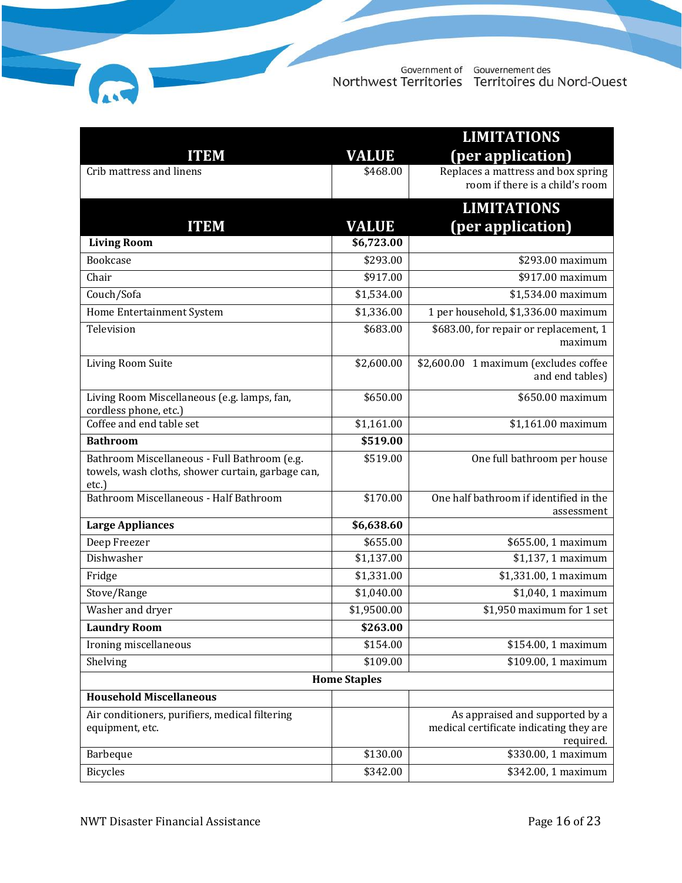| ITEM | VALUE | LIMITATIONS (per application) |
|---|---|---|
| Crib mattress and linens | $468.00 | Replaces a mattress and box spring room if there is a child's room |

| ITEM | VALUE | LIMITATIONS (per application) |
|---|---|---|
| **Living Room** | **$6,723.00** | |
| Bookcase | $293.00 | $293.00 maximum |
| Chair | $917.00 | $917.00 maximum |
| Couch/Sofa | $1,534.00 | $1,534.00 maximum |
| Home Entertainment System | $1,336.00 | 1 per household, $1,336.00 maximum |
| Television | $683.00 | $683.00, for repair or replacement, 1 maximum |
| Living Room Suite | $2,600.00 | $2,600.00 1 maximum (excludes coffee and end tables) |
| Living Room Miscellaneous (e.g. lamps, fan, cordless phone, etc.) | $650.00 | $650.00 maximum |
| Coffee and end table set | $1,161.00 | $1,161.00 maximum |
| **Bathroom** | **$519.00** | |
| Bathroom Miscellaneous - Full Bathroom (e.g. towels, wash cloths, shower curtain, garbage can, etc.) | $519.00 | One full bathroom per house |
| Bathroom Miscellaneous - Half Bathroom | $170.00 | One half bathroom if identified in the assessment |
| **Large Appliances** | **$6,638.60** | |
| Deep Freezer | $655.00 | $655.00, 1 maximum |
| Dishwasher | $1,137.00 | $1,137, 1 maximum |
| Fridge | $1,331.00 | $1,331.00, 1 maximum |
| Stove/Range | $1,040.00 | $1,040, 1 maximum |
| Washer and dryer | $1,9500.00 | $1,950 maximum for 1 set |
| **Laundry Room** | **$263.00** | |
| Ironing miscellaneous | $154.00 | $154.00, 1 maximum |
| Shelving | $109.00 | $109.00, 1 maximum |
| **Home Staples** | | |
| **Household Miscellaneous** | | |
| Air conditioners, purifiers, medical filtering equipment, etc. | | As appraised and supported by a medical certificate indicating they are required. |
| Barbeque | $130.00 | $330.00, 1 maximum |
| Bicycles | $342.00 | $342.00, 1 maximum |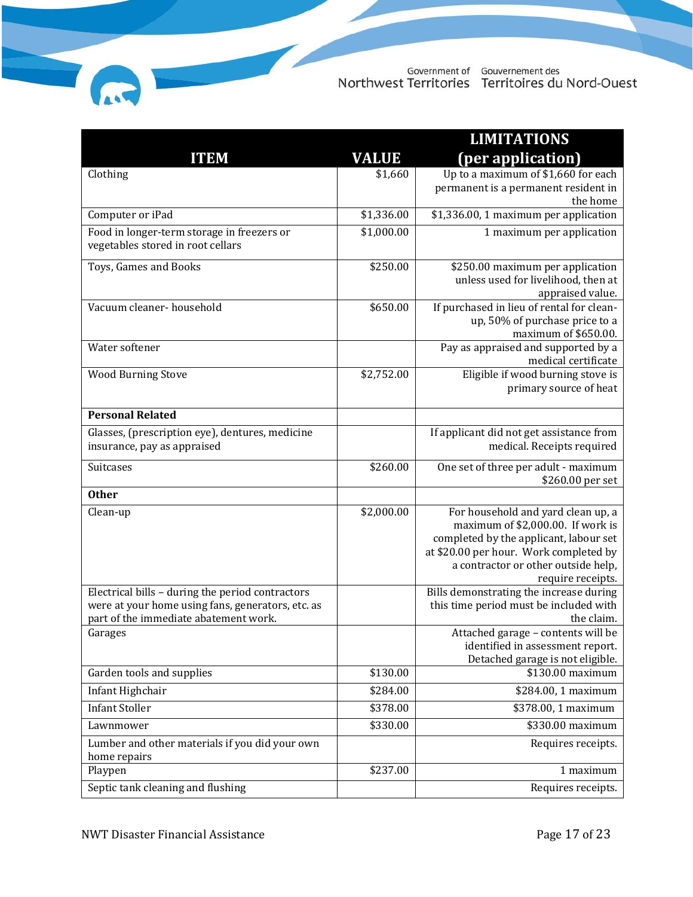| ITEM | VALUE | LIMITATIONS (per application) |
|---|---|---|
| Clothing | $1,660 | Up to a maximum of $1,660 for each permanent is a permanent resident in the home |
| Computer or iPad | $1,336.00 | $1,336.00, 1 maximum per application |
| Food in longer-term storage in freezers or vegetables stored in root cellars | $1,000.00 | 1 maximum per application |
| Toys, Games and Books | $250.00 | $250.00 maximum per application unless used for livelihood, then at appraised value. |
| Vacuum cleaner- household | $650.00 | If purchased in lieu of rental for clean-up, 50% of purchase price to a maximum of $650.00. |
| Water softener | | Pay as appraised and supported by a medical certificate |
| Wood Burning Stove | $2,752.00 | Eligible if wood burning stove is primary source of heat |
| **Personal Related** | | |
| Glasses, (prescription eye), dentures, medicine insurance, pay as appraised | | If applicant did not get assistance from medical. Receipts required |
| Suitcases | $260.00 | One set of three per adult - maximum $260.00 per set |
| **Other** | | |
| Clean-up | $2,000.00 | For household and yard clean up, a maximum of $2,000.00. If work is completed by the applicant, labour set at $20.00 per hour. Work completed by a contractor or other outside help, require receipts. |
| Electrical bills – during the period contractors were at your home using fans, generators, etc. as part of the immediate abatement work. | | Bills demonstrating the increase during this time period must be included with the claim. |
| Garages | | Attached garage – contents will be identified in assessment report. Detached garage is not eligible. |
| Garden tools and supplies | $130.00 | $130.00 maximum |
| Infant Highchair | $284.00 | $284.00, 1 maximum |
| Infant Stoller | $378.00 | $378.00, 1 maximum |
| Lawnmower | $330.00 | $330.00 maximum |
| Lumber and other materials if you did your own home repairs | | Requires receipts. |
| Playpen | $237.00 | 1 maximum |
| Septic tank cleaning and flushing | | Requires receipts. |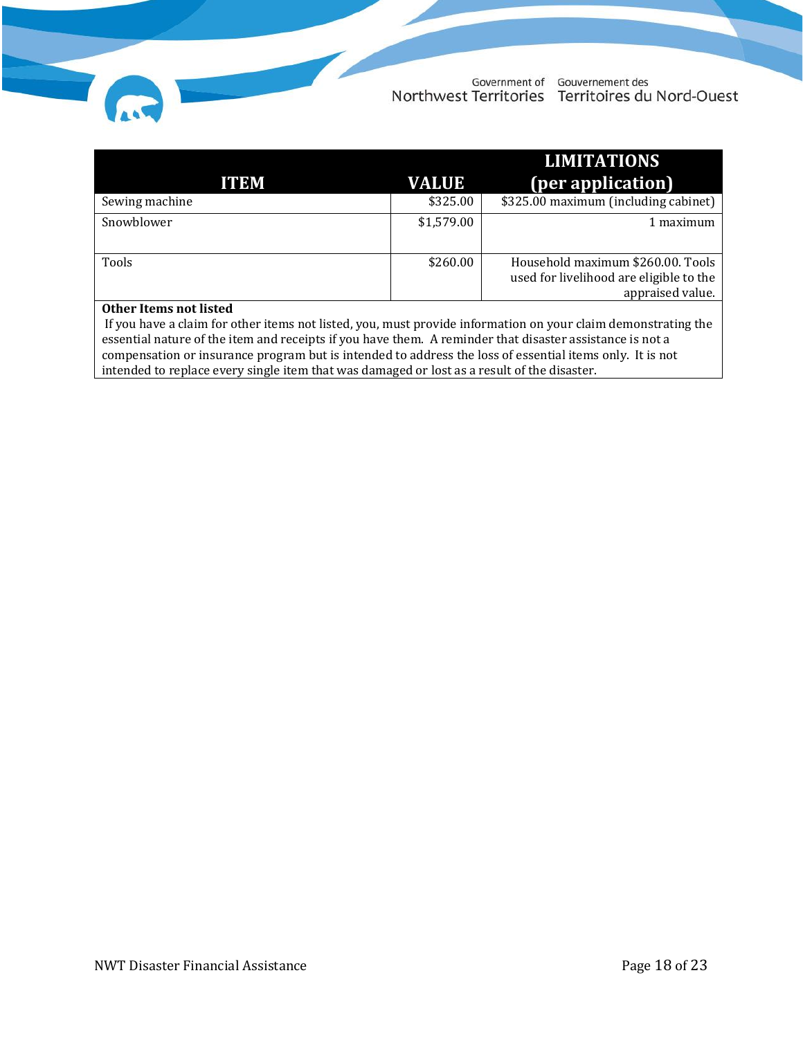| ITEM | VALUE | LIMITATIONS (per application) |
|---|---|---|
| Sewing machine | $325.00 | $325.00 maximum (including cabinet) |
| Snowblower | $1,579.00 | 1 maximum |
| Tools | $260.00 | Household maximum $260.00. Tools used for livelihood are eligible to the appraised value. |

**Other Items not listed**

If you have a claim for other items not listed, you, must provide information on your claim demonstrating the essential nature of the item and receipts if you have them. A reminder that disaster assistance is not a compensation or insurance program but is intended to address the loss of essential items only. It is not intended to replace every single item that was damaged or lost as a result of the disaster.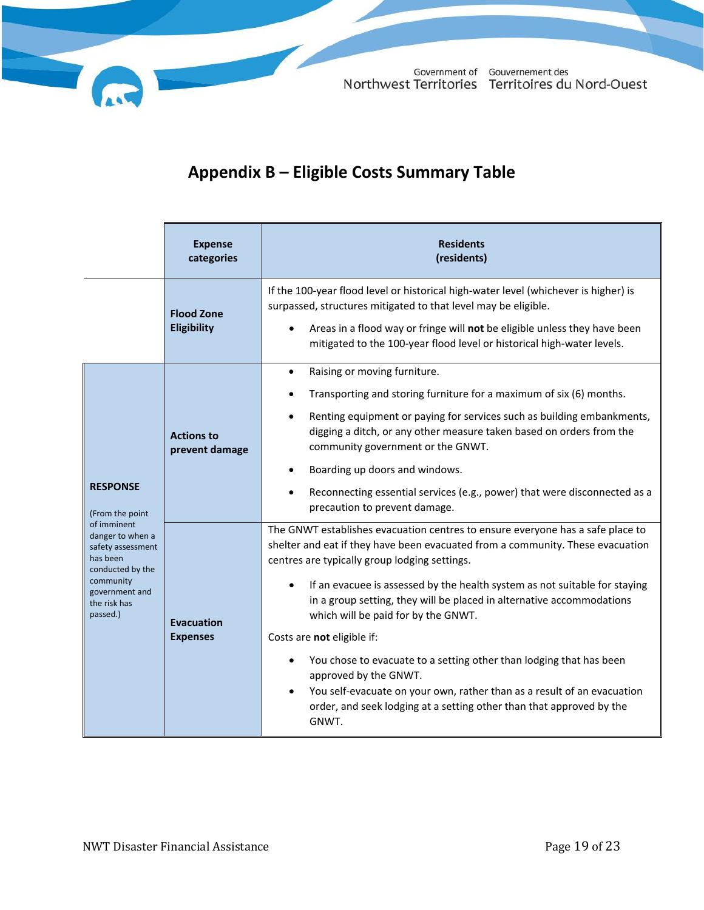## Appendix B – Eligible Costs Summary Table

| | Expense categories | Residents (residents) |
|---|---|---|
| | **Flood Zone Eligibility** | If the 100-year flood level or historical high-water level (whichever is higher) is surpassed, structures mitigated to that level may be eligible.<br>• Areas in a flood way or fringe will **not** be eligible unless they have been mitigated to the 100-year flood level or historical high-water levels. |
| **RESPONSE** (From the point of imminent danger to when a safety assessment has been conducted by the community government and the risk has passed.) | **Actions to prevent damage** | • Raising or moving furniture.<br>• Transporting and storing furniture for a maximum of six (6) months.<br>• Renting equipment or paying for services such as building embankments, digging a ditch, or any other measure taken based on orders from the community government or the GNWT.<br>• Boarding up doors and windows.<br>• Reconnecting essential services (e.g., power) that were disconnected as a precaution to prevent damage. |
| | **Evacuation Expenses** | The GNWT establishes evacuation centres to ensure everyone has a safe place to shelter and eat if they have been evacuated from a community. These evacuation centres are typically group lodging settings.<br>• If an evacuee is assessed by the health system as not suitable for staying in a group setting, they will be placed in alternative accommodations which will be paid for by the GNWT.<br>Costs are **not** eligible if:<br>• You chose to evacuate to a setting other than lodging that has been approved by the GNWT.<br>• You self-evacuate on your own, rather than as a result of an evacuation order, and seek lodging at a setting other than that approved by the GNWT. |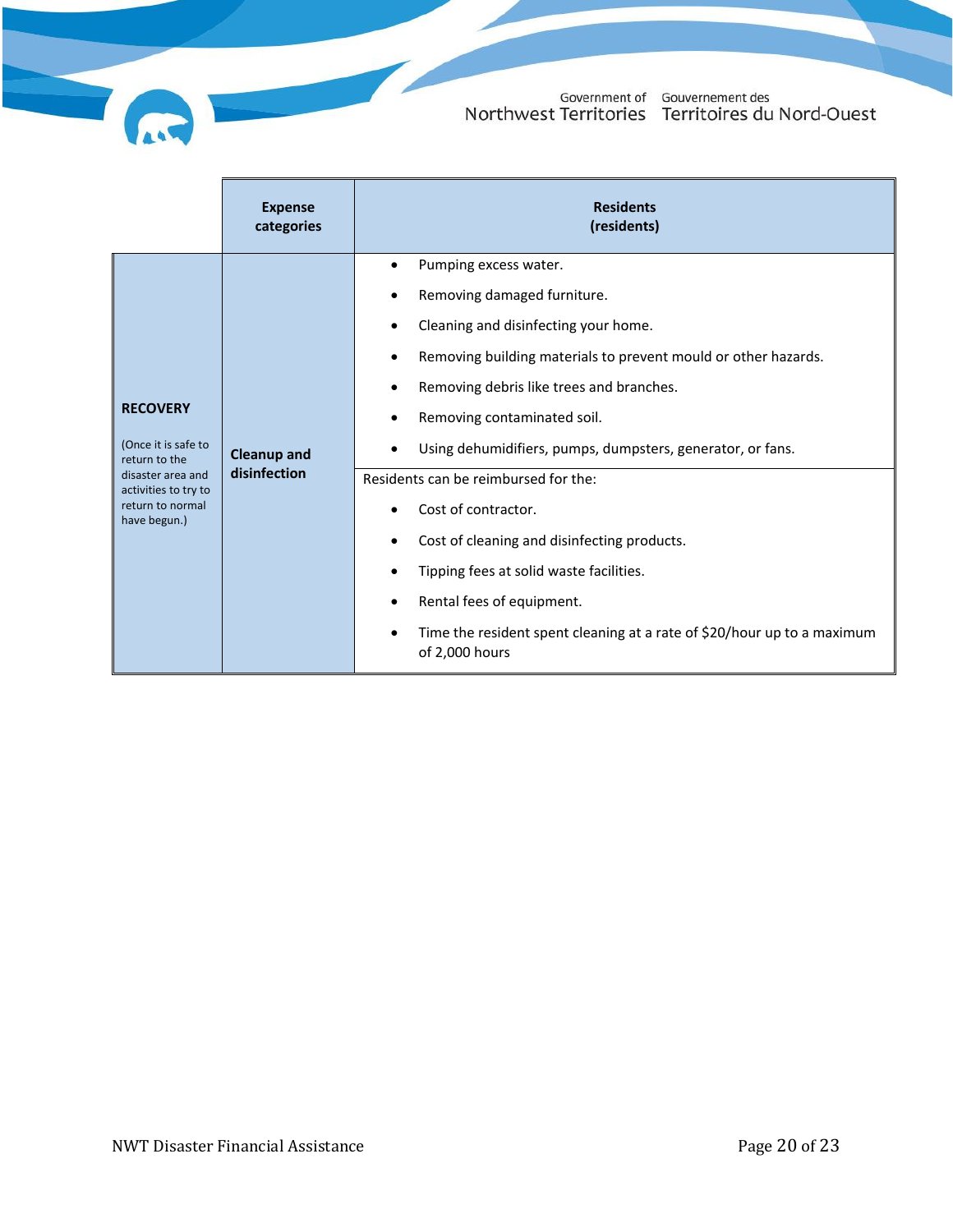| | Expense categories | Residents (residents) |
|---|---|---|
| **RECOVERY** (Once it is safe to return to the disaster area and activities to try to return to normal have begun.) | **Cleanup and disinfection** | • Pumping excess water.<br>• Removing damaged furniture.<br>• Cleaning and disinfecting your home.<br>• Removing building materials to prevent mould or other hazards.<br>• Removing debris like trees and branches.<br>• Removing contaminated soil.<br>• Using dehumidifiers, pumps, dumpsters, generator, or fans. |
| | | Residents can be reimbursed for the:<br>• Cost of contractor.<br>• Cost of cleaning and disinfecting products.<br>• Tipping fees at solid waste facilities.<br>• Rental fees of equipment.<br>• Time the resident spent cleaning at a rate of $20/hour up to a maximum of 2,000 hours |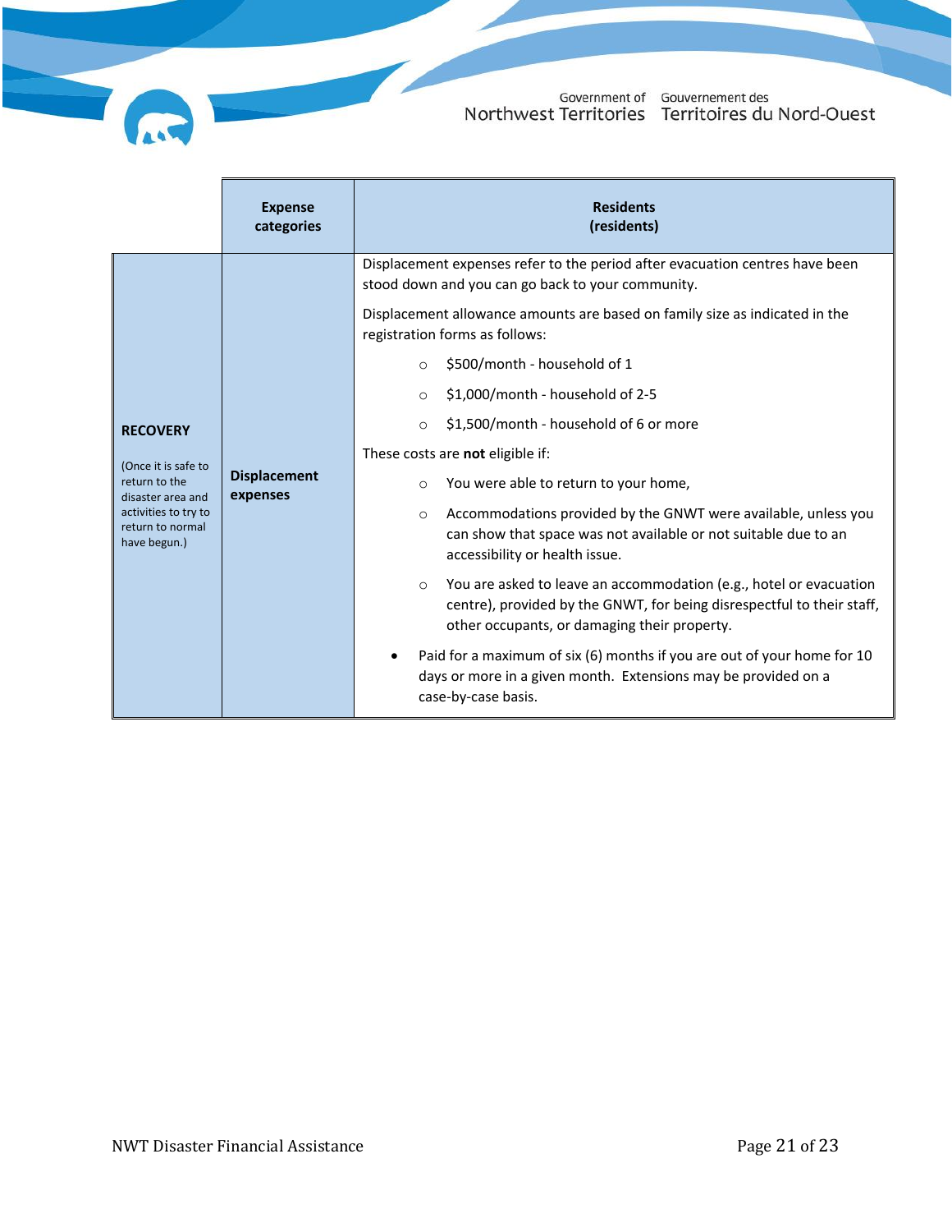| | Expense categories | Residents (residents) |
|---|---|---|
| **RECOVERY** (Once it is safe to return to the disaster area and activities to try to return to normal have begun.) | **Displacement expenses** | Displacement expenses refer to the period after evacuation centres have been stood down and you can go back to your community.<br><br>Displacement allowance amounts are based on family size as indicated in the registration forms as follows:<br>○ \$500/month - household of 1<br>○ \$1,000/month - household of 2-5<br>○ \$1,500/month - household of 6 or more<br><br>These costs are **not** eligible if:<br>○ You were able to return to your home,<br>○ Accommodations provided by the GNWT were available, unless you can show that space was not available or not suitable due to an accessibility or health issue.<br>○ You are asked to leave an accommodation (e.g., hotel or evacuation centre), provided by the GNWT, for being disrespectful to their staff, other occupants, or damaging their property.<br><br>• Paid for a maximum of six (6) months if you are out of your home for 10 days or more in a given month. Extensions may be provided on a case-by-case basis. |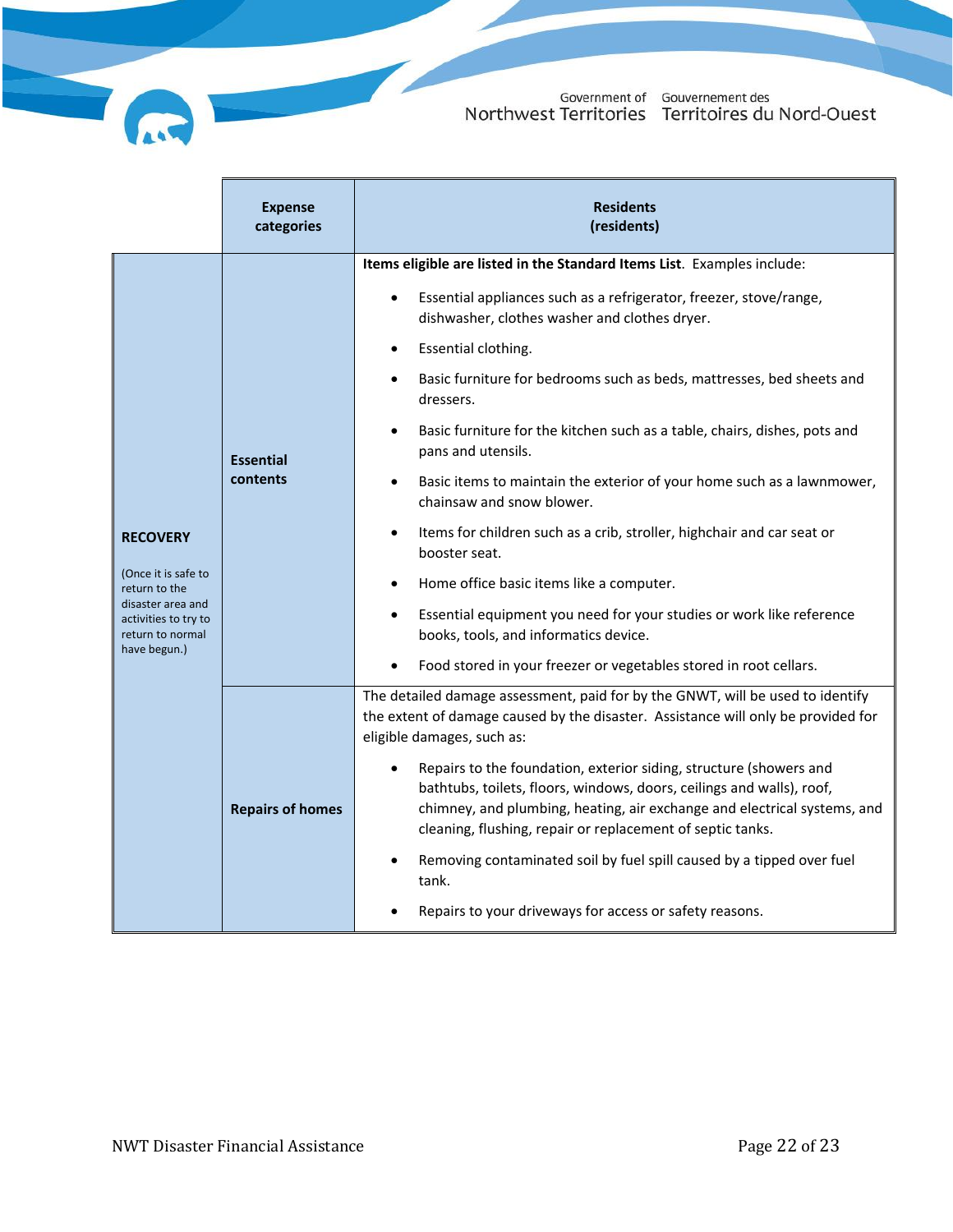| | Expense categories | Residents (residents) |
|---|---|---|
| **RECOVERY** (Once it is safe to return to the disaster area and activities to try to return to normal have begun.) | **Essential contents** | **Items eligible are listed in the Standard Items List**. Examples include:<br>• Essential appliances such as a refrigerator, freezer, stove/range, dishwasher, clothes washer and clothes dryer.<br>• Essential clothing.<br>• Basic furniture for bedrooms such as beds, mattresses, bed sheets and dressers.<br>• Basic furniture for the kitchen such as a table, chairs, dishes, pots and pans and utensils.<br>• Basic items to maintain the exterior of your home such as a lawnmower, chainsaw and snow blower.<br>• Items for children such as a crib, stroller, highchair and car seat or booster seat.<br>• Home office basic items like a computer.<br>• Essential equipment you need for your studies or work like reference books, tools, and informatics device.<br>• Food stored in your freezer or vegetables stored in root cellars. |
| | **Repairs of homes** | The detailed damage assessment, paid for by the GNWT, will be used to identify the extent of damage caused by the disaster. Assistance will only be provided for eligible damages, such as:<br>• Repairs to the foundation, exterior siding, structure (showers and bathtubs, toilets, floors, windows, doors, ceilings and walls), roof, chimney, and plumbing, heating, air exchange and electrical systems, and cleaning, flushing, repair or replacement of septic tanks.<br>• Removing contaminated soil by fuel spill caused by a tipped over fuel tank.<br>• Repairs to your driveways for access or safety reasons. |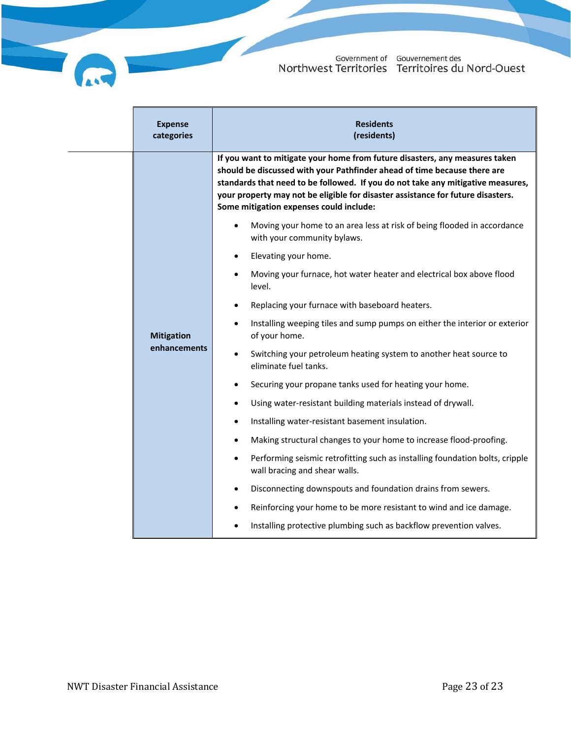| Expense categories | Residents (residents) |
|---|---|
| **Mitigation enhancements** | **If you want to mitigate your home from future disasters, any measures taken should be discussed with your Pathfinder ahead of time because there are standards that need to be followed. If you do not take any mitigative measures, your property may not be eligible for disaster assistance for future disasters. Some mitigation expenses could include:**<br>• Moving your home to an area less at risk of being flooded in accordance with your community bylaws.<br>• Elevating your home.<br>• Moving your furnace, hot water heater and electrical box above flood level.<br>• Replacing your furnace with baseboard heaters.<br>• Installing weeping tiles and sump pumps on either the interior or exterior of your home.<br>• Switching your petroleum heating system to another heat source to eliminate fuel tanks.<br>• Securing your propane tanks used for heating your home.<br>• Using water-resistant building materials instead of drywall.<br>• Installing water-resistant basement insulation.<br>• Making structural changes to your home to increase flood-proofing.<br>• Performing seismic retrofitting such as installing foundation bolts, cripple wall bracing and shear walls.<br>• Disconnecting downspouts and foundation drains from sewers.<br>• Reinforcing your home to be more resistant to wind and ice damage.<br>• Installing protective plumbing such as backflow prevention valves. |